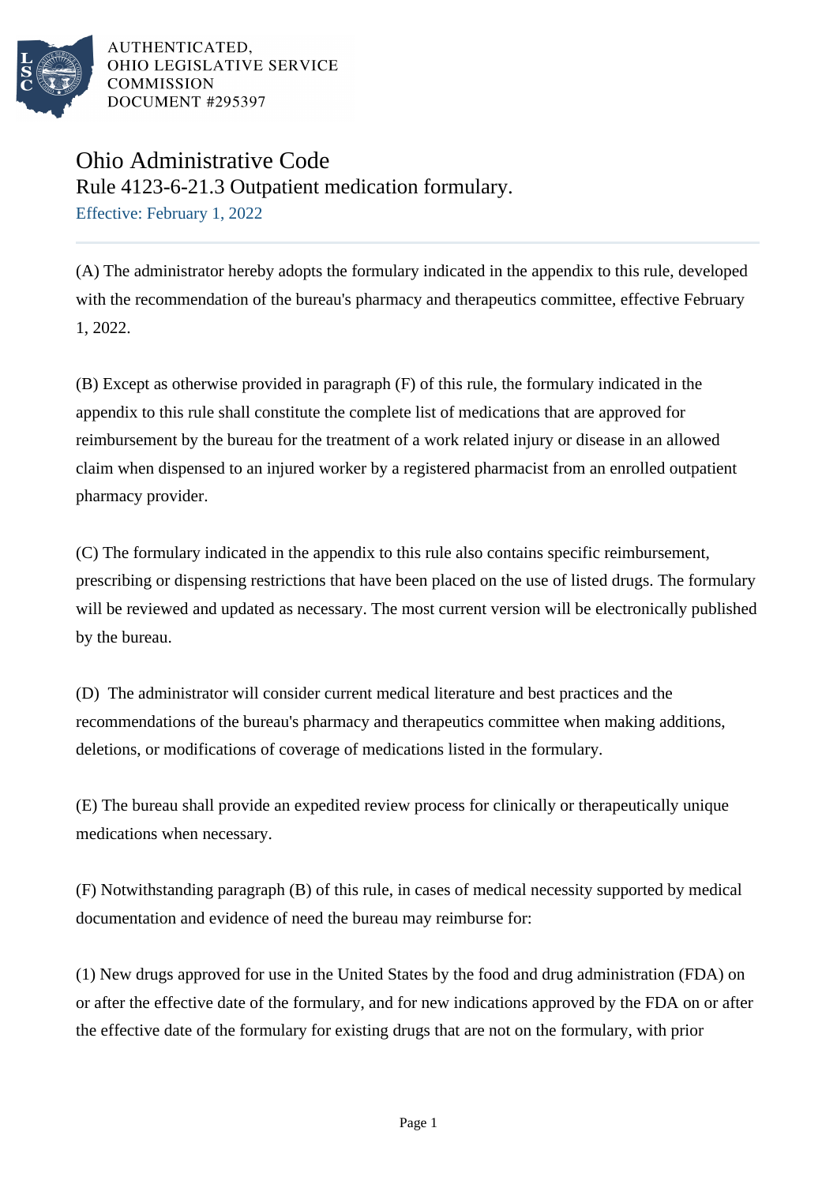AUTHENTICATED,
OHIO LEGISLATIVE SERVICE
COMMISSION
DOCUMENT #295397

# Ohio Administrative Code

## Rule 4123-6-21.3 Outpatient medication formulary.

Effective: February 1, 2022

(A) The administrator hereby adopts the formulary indicated in the appendix to this rule, developed with the recommendation of the bureau's pharmacy and therapeutics committee, effective February 1, 2022.

(B) Except as otherwise provided in paragraph (F) of this rule, the formulary indicated in the appendix to this rule shall constitute the complete list of medications that are approved for reimbursement by the bureau for the treatment of a work related injury or disease in an allowed claim when dispensed to an injured worker by a registered pharmacist from an enrolled outpatient pharmacy provider.

(C) The formulary indicated in the appendix to this rule also contains specific reimbursement, prescribing or dispensing restrictions that have been placed on the use of listed drugs. The formulary will be reviewed and updated as necessary. The most current version will be electronically published by the bureau.

(D) The administrator will consider current medical literature and best practices and the recommendations of the bureau's pharmacy and therapeutics committee when making additions, deletions, or modifications of coverage of medications listed in the formulary.

(E) The bureau shall provide an expedited review process for clinically or therapeutically unique medications when necessary.

(F) Notwithstanding paragraph (B) of this rule, in cases of medical necessity supported by medical documentation and evidence of need the bureau may reimburse for:

(1) New drugs approved for use in the United States by the food and drug administration (FDA) on or after the effective date of the formulary, and for new indications approved by the FDA on or after the effective date of the formulary for existing drugs that are not on the formulary, with prior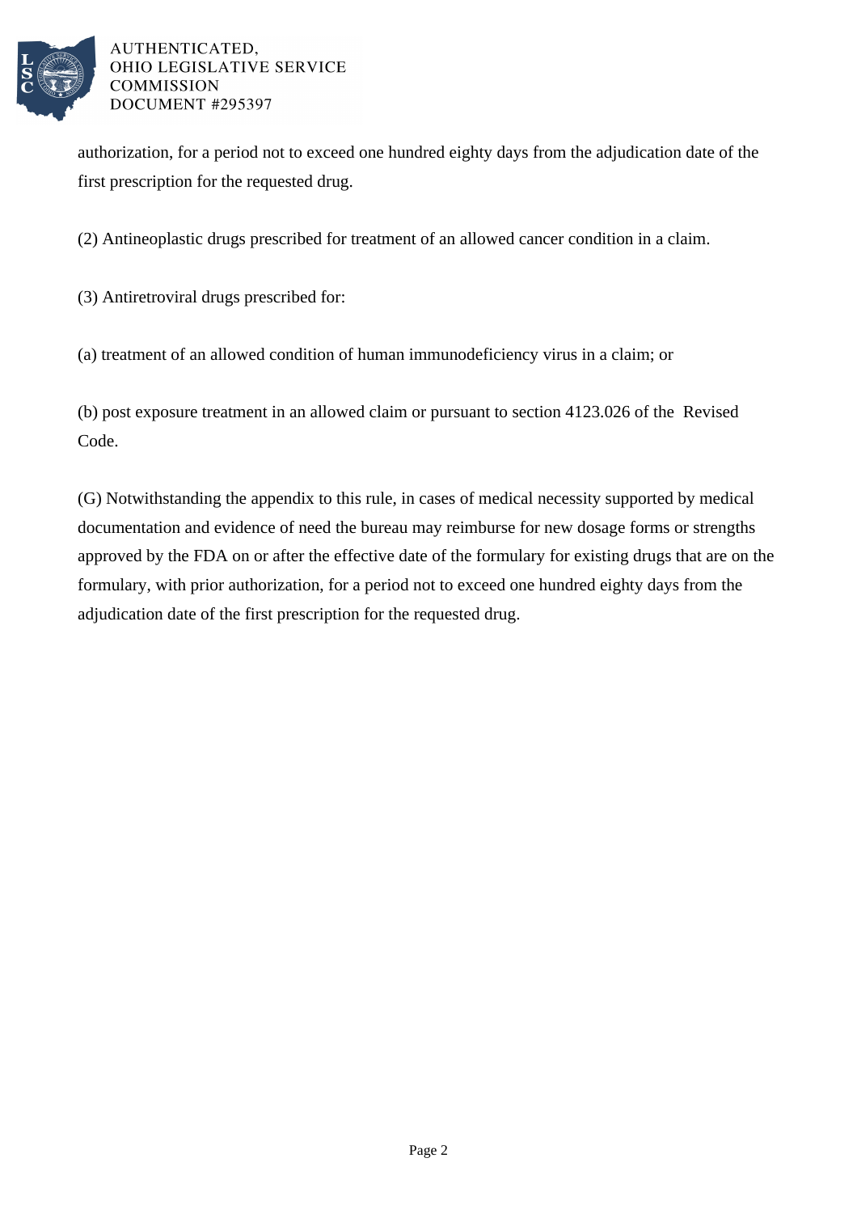authorization, for a period not to exceed one hundred eighty days from the adjudication date of the first prescription for the requested drug.

(2) Antineoplastic drugs prescribed for treatment of an allowed cancer condition in a claim.

(3) Antiretroviral drugs prescribed for:

(a) treatment of an allowed condition of human immunodeficiency virus in a claim; or

(b) post exposure treatment in an allowed claim or pursuant to section 4123.026 of the Revised Code.

(G) Notwithstanding the appendix to this rule, in cases of medical necessity supported by medical documentation and evidence of need the bureau may reimburse for new dosage forms or strengths approved by the FDA on or after the effective date of the formulary for existing drugs that are on the formulary, with prior authorization, for a period not to exceed one hundred eighty days from the adjudication date of the first prescription for the requested drug.